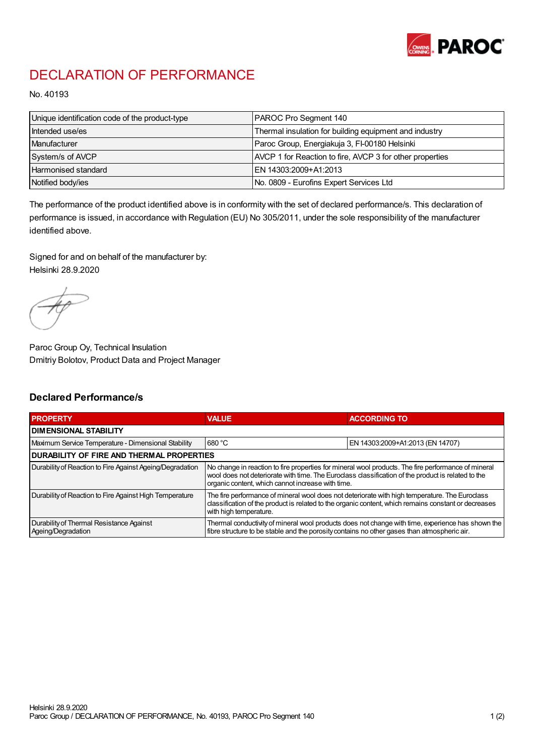# DECLARATION OF PERFORMANCE

No. 40193

| Unique identification code of the product-type | PAROC Pro Segment 140 |
|---|---|
| Intended use/es | Thermal insulation for building equipment and industry |
| Manufacturer | Paroc Group, Energiakuja 3, FI-00180 Helsinki |
| System/s of AVCP | AVCP 1 for Reaction to fire, AVCP 3 for other properties |
| Harmonised standard | EN 14303:2009+A1:2013 |
| Notified body/ies | No. 0809 - Eurofins Expert Services Ltd |

The performance of the product identified above is in conformity with the set of declared performance/s. This declaration of performance is issued, in accordance with Regulation (EU) No 305/2011, under the sole responsibility of the manufacturer identified above.

Signed for and on behalf of the manufacturer by:
Helsinki 28.9.2020

Paroc Group Oy, Technical Insulation
Dmitriy Bolotov, Product Data and Project Manager

## Declared Performance/s

| PROPERTY | VALUE | ACCORDING TO |
|---|---|---|
| **DIMENSIONAL STABILITY** | | |
| Maximum Service Temperature - Dimensional Stability | 680 °C | EN 14303:2009+A1:2013 (EN 14707) |
| **DURABILITY OF FIRE AND THERMAL PROPERTIES** | | |
| Durability of Reaction to Fire Against Ageing/Degradation | No change in reaction to fire properties for mineral wool products. The fire performance of mineral wool does not deteriorate with time. The Euroclass classification of the product is related to the organic content, which cannot increase with time. | |
| Durability of Reaction to Fire Against High Temperature | The fire performance of mineral wool does not deteriorate with high temperature. The Euroclass classification of the product is related to the organic content, which remains constant or decreases with high temperature. | |
| Durability of Thermal Resistance Against Ageing/Degradation | Thermal conductivity of mineral wool products does not change with time, experience has shown the fibre structure to be stable and the porosity contains no other gases than atmospheric air. | |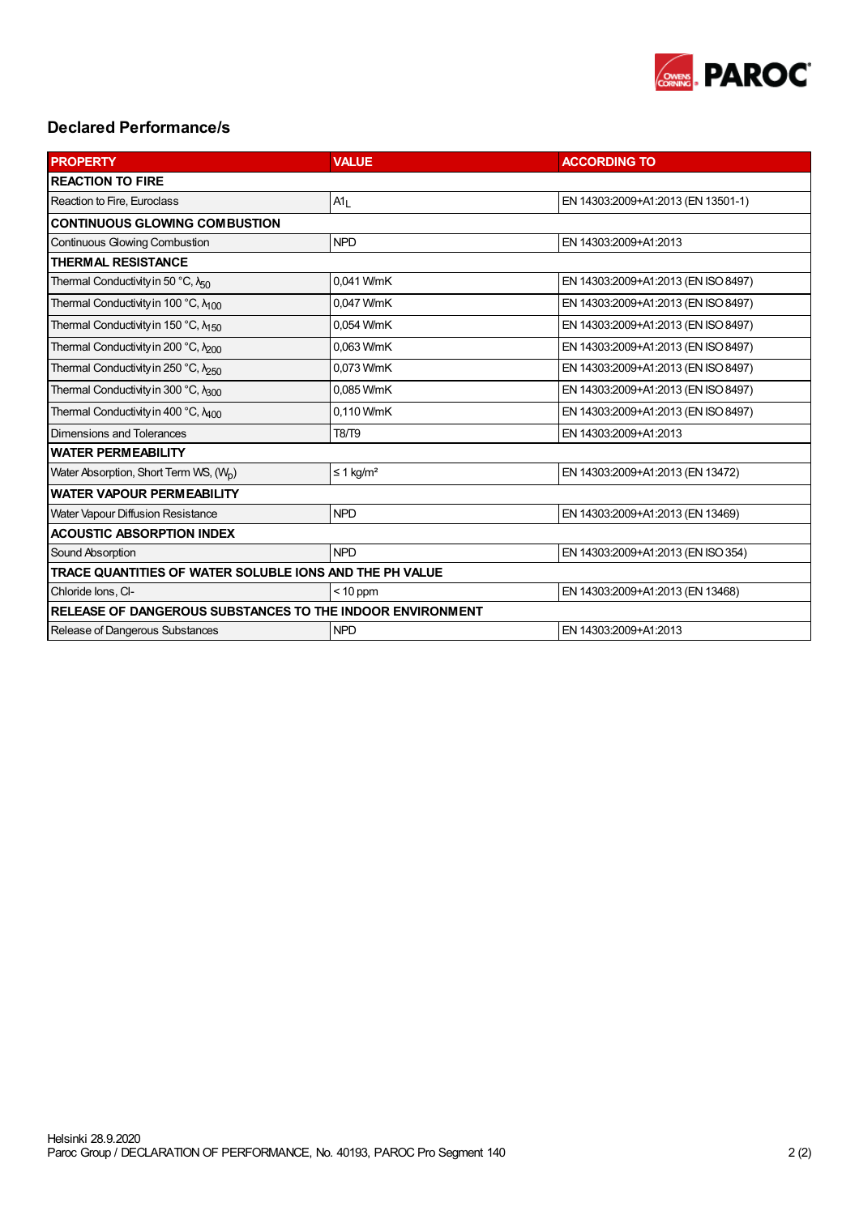## Declared Performance/s

| PROPERTY | VALUE | ACCORDING TO |
|---|---|---|
| **REACTION TO FIRE** | | |
| Reaction to Fire, Euroclass | $A1_L$ | EN 14303:2009+A1:2013 (EN 13501-1) |
| **CONTINUOUS GLOWING COMBUSTION** | | |
| Continuous Glowing Combustion | NPD | EN 14303:2009+A1:2013 |
| **THERMAL RESISTANCE** | | |
| Thermal Conductivity in 50 °C, $\lambda_{50}$ | 0,041 W/mK | EN 14303:2009+A1:2013 (EN ISO 8497) |
| Thermal Conductivity in 100 °C, $\lambda_{100}$ | 0,047 W/mK | EN 14303:2009+A1:2013 (EN ISO 8497) |
| Thermal Conductivity in 150 °C, $\lambda_{150}$ | 0,054 W/mK | EN 14303:2009+A1:2013 (EN ISO 8497) |
| Thermal Conductivity in 200 °C, $\lambda_{200}$ | 0,063 W/mK | EN 14303:2009+A1:2013 (EN ISO 8497) |
| Thermal Conductivity in 250 °C, $\lambda_{250}$ | 0,073 W/mK | EN 14303:2009+A1:2013 (EN ISO 8497) |
| Thermal Conductivity in 300 °C, $\lambda_{300}$ | 0,085 W/mK | EN 14303:2009+A1:2013 (EN ISO 8497) |
| Thermal Conductivity in 400 °C, $\lambda_{400}$ | 0,110 W/mK | EN 14303:2009+A1:2013 (EN ISO 8497) |
| Dimensions and Tolerances | T8/T9 | EN 14303:2009+A1:2013 |
| **WATER PERMEABILITY** | | |
| Water Absorption, Short Term WS, ($W_p$) | ≤ 1 kg/m² | EN 14303:2009+A1:2013 (EN 13472) |
| **WATER VAPOUR PERMEABILITY** | | |
| Water Vapour Diffusion Resistance | NPD | EN 14303:2009+A1:2013 (EN 13469) |
| **ACOUSTIC ABSORPTION INDEX** | | |
| Sound Absorption | NPD | EN 14303:2009+A1:2013 (EN ISO 354) |
| **TRACE QUANTITIES OF WATER SOLUBLE IONS AND THE PH VALUE** | | |
| Chloride Ions, Cl- | < 10 ppm | EN 14303:2009+A1:2013 (EN 13468) |
| **RELEASE OF DANGEROUS SUBSTANCES TO THE INDOOR ENVIRONMENT** | | |
| Release of Dangerous Substances | NPD | EN 14303:2009+A1:2013 |

Helsinki 28.9.2020
Paroc Group / DECLARATION OF PERFORMANCE, No. 40193, PAROC Pro Segment 140